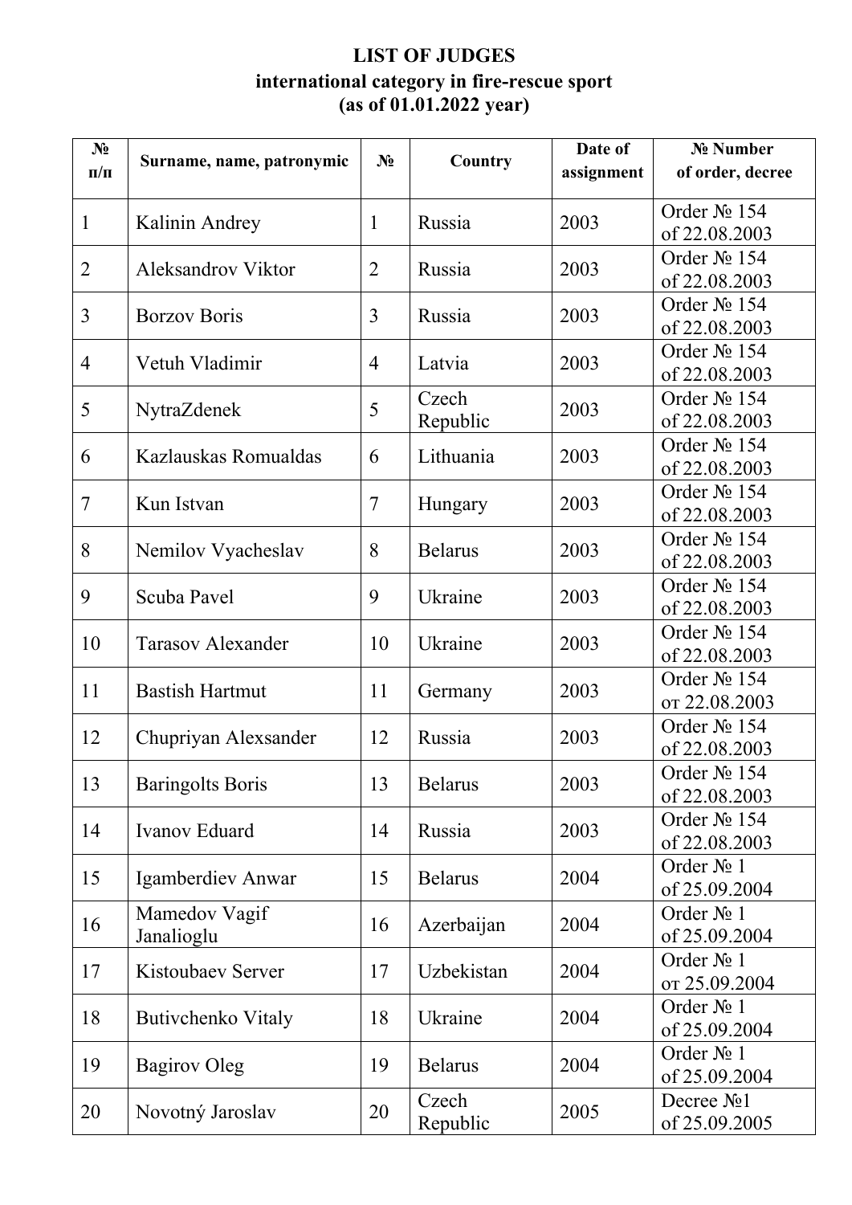**LIST OF JUDGES**
**international category in fire-rescue sport**
**(as of 01.01.2022 year)**

| № п/п | Surname, name, patronymic | № | Country | Date of assignment | № Number of order, decree |
|---|---|---|---|---|---|
| 1 | Kalinin Andrey | 1 | Russia | 2003 | Order № 154 of 22.08.2003 |
| 2 | Aleksandrov Viktor | 2 | Russia | 2003 | Order № 154 of 22.08.2003 |
| 3 | Borzov Boris | 3 | Russia | 2003 | Order № 154 of 22.08.2003 |
| 4 | Vetuh Vladimir | 4 | Latvia | 2003 | Order № 154 of 22.08.2003 |
| 5 | NytraZdenek | 5 | Czech Republic | 2003 | Order № 154 of 22.08.2003 |
| 6 | Kazlauskas Romualdas | 6 | Lithuania | 2003 | Order № 154 of 22.08.2003 |
| 7 | Kun Istvan | 7 | Hungary | 2003 | Order № 154 of 22.08.2003 |
| 8 | Nemilov Vyacheslav | 8 | Belarus | 2003 | Order № 154 of 22.08.2003 |
| 9 | Scuba Pavel | 9 | Ukraine | 2003 | Order № 154 of 22.08.2003 |
| 10 | Tarasov Alexander | 10 | Ukraine | 2003 | Order № 154 of 22.08.2003 |
| 11 | Bastish Hartmut | 11 | Germany | 2003 | Order № 154 от 22.08.2003 |
| 12 | Chupriyan Alexsander | 12 | Russia | 2003 | Order № 154 of 22.08.2003 |
| 13 | Baringolts Boris | 13 | Belarus | 2003 | Order № 154 of 22.08.2003 |
| 14 | Ivanov Eduard | 14 | Russia | 2003 | Order № 154 of 22.08.2003 |
| 15 | Igamberdiev Anwar | 15 | Belarus | 2004 | Order № 1 of 25.09.2004 |
| 16 | Mamedov Vagif Janalioglu | 16 | Azerbaijan | 2004 | Order № 1 of 25.09.2004 |
| 17 | Kistoubaev Server | 17 | Uzbekistan | 2004 | Order № 1 от 25.09.2004 |
| 18 | Butivchenko Vitaly | 18 | Ukraine | 2004 | Order № 1 of 25.09.2004 |
| 19 | Bagirov Oleg | 19 | Belarus | 2004 | Order № 1 of 25.09.2004 |
| 20 | Novotný Jaroslav | 20 | Czech Republic | 2005 | Decree №1 of 25.09.2005 |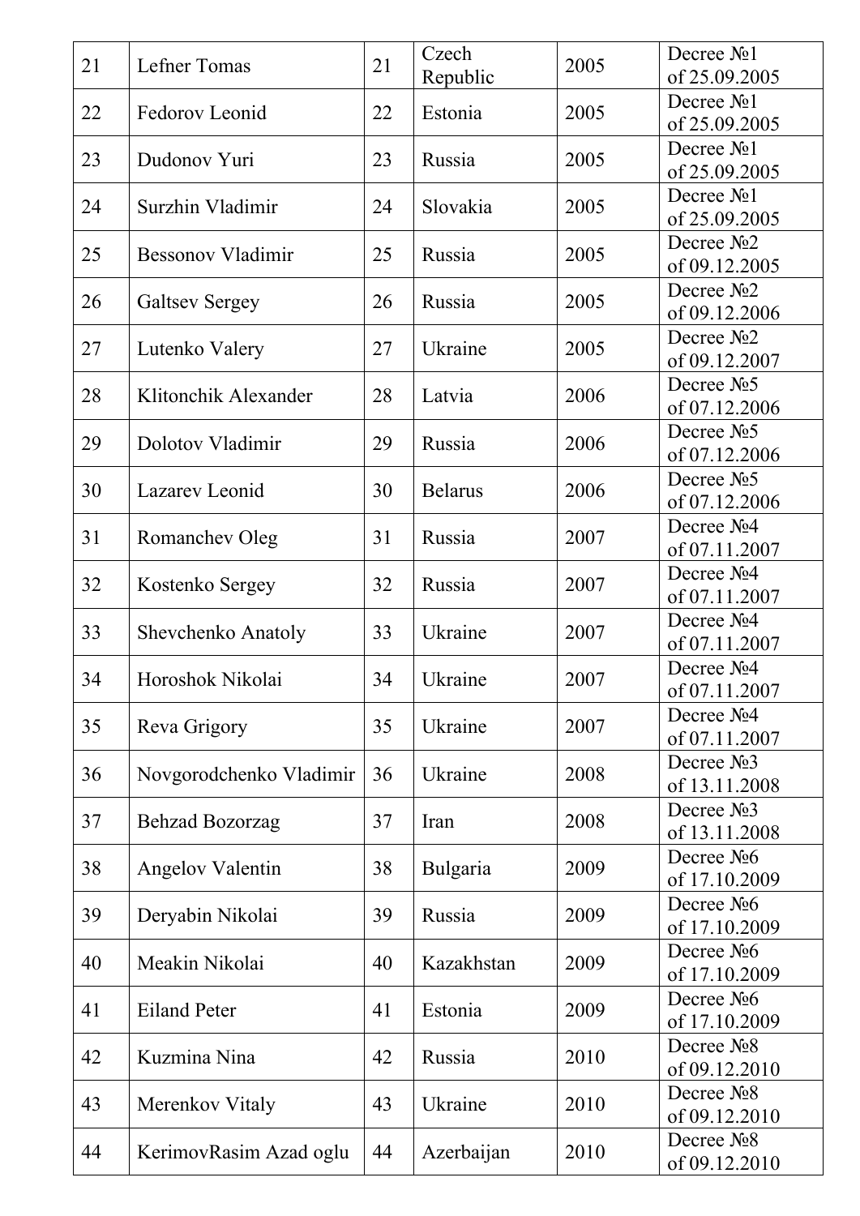| 21 | Lefner Tomas | 21 | Czech Republic | 2005 | Decree №1 of 25.09.2005 |
|---|---|---|---|---|---|
| 22 | Fedorov Leonid | 22 | Estonia | 2005 | Decree №1 of 25.09.2005 |
| 23 | Dudonov Yuri | 23 | Russia | 2005 | Decree №1 of 25.09.2005 |
| 24 | Surzhin Vladimir | 24 | Slovakia | 2005 | Decree №1 of 25.09.2005 |
| 25 | Bessonov Vladimir | 25 | Russia | 2005 | Decree №2 of 09.12.2005 |
| 26 | Galtsev Sergey | 26 | Russia | 2005 | Decree №2 of 09.12.2006 |
| 27 | Lutenko Valery | 27 | Ukraine | 2005 | Decree №2 of 09.12.2007 |
| 28 | Klitonchik Alexander | 28 | Latvia | 2006 | Decree №5 of 07.12.2006 |
| 29 | Dolotov Vladimir | 29 | Russia | 2006 | Decree №5 of 07.12.2006 |
| 30 | Lazarev Leonid | 30 | Belarus | 2006 | Decree №5 of 07.12.2006 |
| 31 | Romanchev Oleg | 31 | Russia | 2007 | Decree №4 of 07.11.2007 |
| 32 | Kostenko Sergey | 32 | Russia | 2007 | Decree №4 of 07.11.2007 |
| 33 | Shevchenko Anatoly | 33 | Ukraine | 2007 | Decree №4 of 07.11.2007 |
| 34 | Horoshok Nikolai | 34 | Ukraine | 2007 | Decree №4 of 07.11.2007 |
| 35 | Reva Grigory | 35 | Ukraine | 2007 | Decree №4 of 07.11.2007 |
| 36 | Novgorodchenko Vladimir | 36 | Ukraine | 2008 | Decree №3 of 13.11.2008 |
| 37 | Behzad Bozorzag | 37 | Iran | 2008 | Decree №3 of 13.11.2008 |
| 38 | Angelov Valentin | 38 | Bulgaria | 2009 | Decree №6 of 17.10.2009 |
| 39 | Deryabin Nikolai | 39 | Russia | 2009 | Decree №6 of 17.10.2009 |
| 40 | Meakin Nikolai | 40 | Kazakhstan | 2009 | Decree №6 of 17.10.2009 |
| 41 | Eiland Peter | 41 | Estonia | 2009 | Decree №6 of 17.10.2009 |
| 42 | Kuzmina Nina | 42 | Russia | 2010 | Decree №8 of 09.12.2010 |
| 43 | Merenkov Vitaly | 43 | Ukraine | 2010 | Decree №8 of 09.12.2010 |
| 44 | KerimovRasim Azad oglu | 44 | Azerbaijan | 2010 | Decree №8 of 09.12.2010 |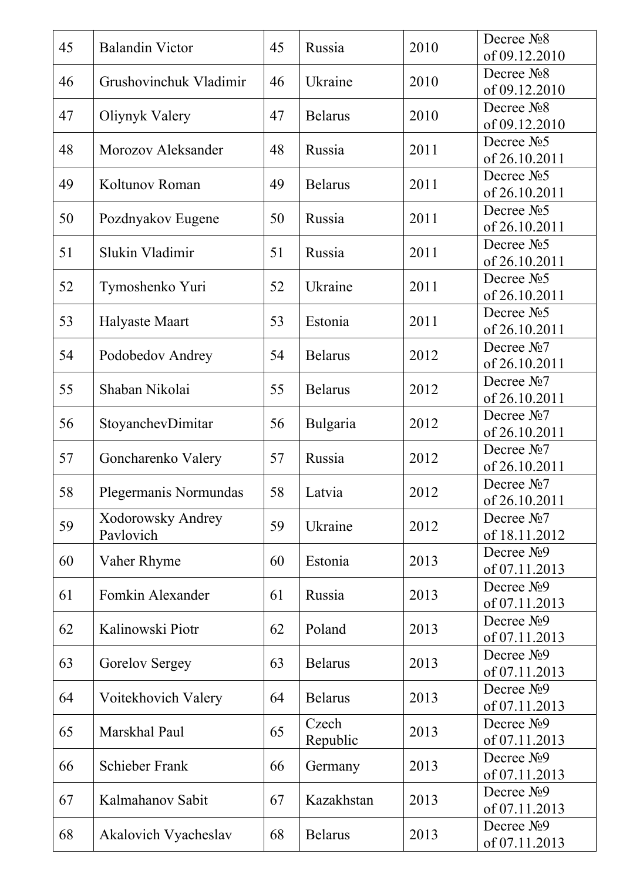| 45 | Balandin Victor | 45 | Russia | 2010 | Decree №8 of 09.12.2010 |
|---|---|---|---|---|---|
| 46 | Grushovinchuk Vladimir | 46 | Ukraine | 2010 | Decree №8 of 09.12.2010 |
| 47 | Oliynyk Valery | 47 | Belarus | 2010 | Decree №8 of 09.12.2010 |
| 48 | Morozov Aleksander | 48 | Russia | 2011 | Decree №5 of 26.10.2011 |
| 49 | Koltunov Roman | 49 | Belarus | 2011 | Decree №5 of 26.10.2011 |
| 50 | Pozdnyakov Eugene | 50 | Russia | 2011 | Decree №5 of 26.10.2011 |
| 51 | Slukin Vladimir | 51 | Russia | 2011 | Decree №5 of 26.10.2011 |
| 52 | Tymoshenko Yuri | 52 | Ukraine | 2011 | Decree №5 of 26.10.2011 |
| 53 | Halyaste Maart | 53 | Estonia | 2011 | Decree №5 of 26.10.2011 |
| 54 | Podobedov Andrey | 54 | Belarus | 2012 | Decree №7 of 26.10.2011 |
| 55 | Shaban Nikolai | 55 | Belarus | 2012 | Decree №7 of 26.10.2011 |
| 56 | StoyanchevDimitar | 56 | Bulgaria | 2012 | Decree №7 of 26.10.2011 |
| 57 | Goncharenko Valery | 57 | Russia | 2012 | Decree №7 of 26.10.2011 |
| 58 | Plegermanis Normundas | 58 | Latvia | 2012 | Decree №7 of 26.10.2011 |
| 59 | Xodorowsky Andrey Pavlovich | 59 | Ukraine | 2012 | Decree №7 of 18.11.2012 |
| 60 | Vaher Rhyme | 60 | Estonia | 2013 | Decree №9 of 07.11.2013 |
| 61 | Fomkin Alexander | 61 | Russia | 2013 | Decree №9 of 07.11.2013 |
| 62 | Kalinowski Piotr | 62 | Poland | 2013 | Decree №9 of 07.11.2013 |
| 63 | Gorelov Sergey | 63 | Belarus | 2013 | Decree №9 of 07.11.2013 |
| 64 | Voitekhovich Valery | 64 | Belarus | 2013 | Decree №9 of 07.11.2013 |
| 65 | Marskhal Paul | 65 | Czech Republic | 2013 | Decree №9 of 07.11.2013 |
| 66 | Schieber Frank | 66 | Germany | 2013 | Decree №9 of 07.11.2013 |
| 67 | Kalmahanov Sabit | 67 | Kazakhstan | 2013 | Decree №9 of 07.11.2013 |
| 68 | Akalovich Vyacheslav | 68 | Belarus | 2013 | Decree №9 of 07.11.2013 |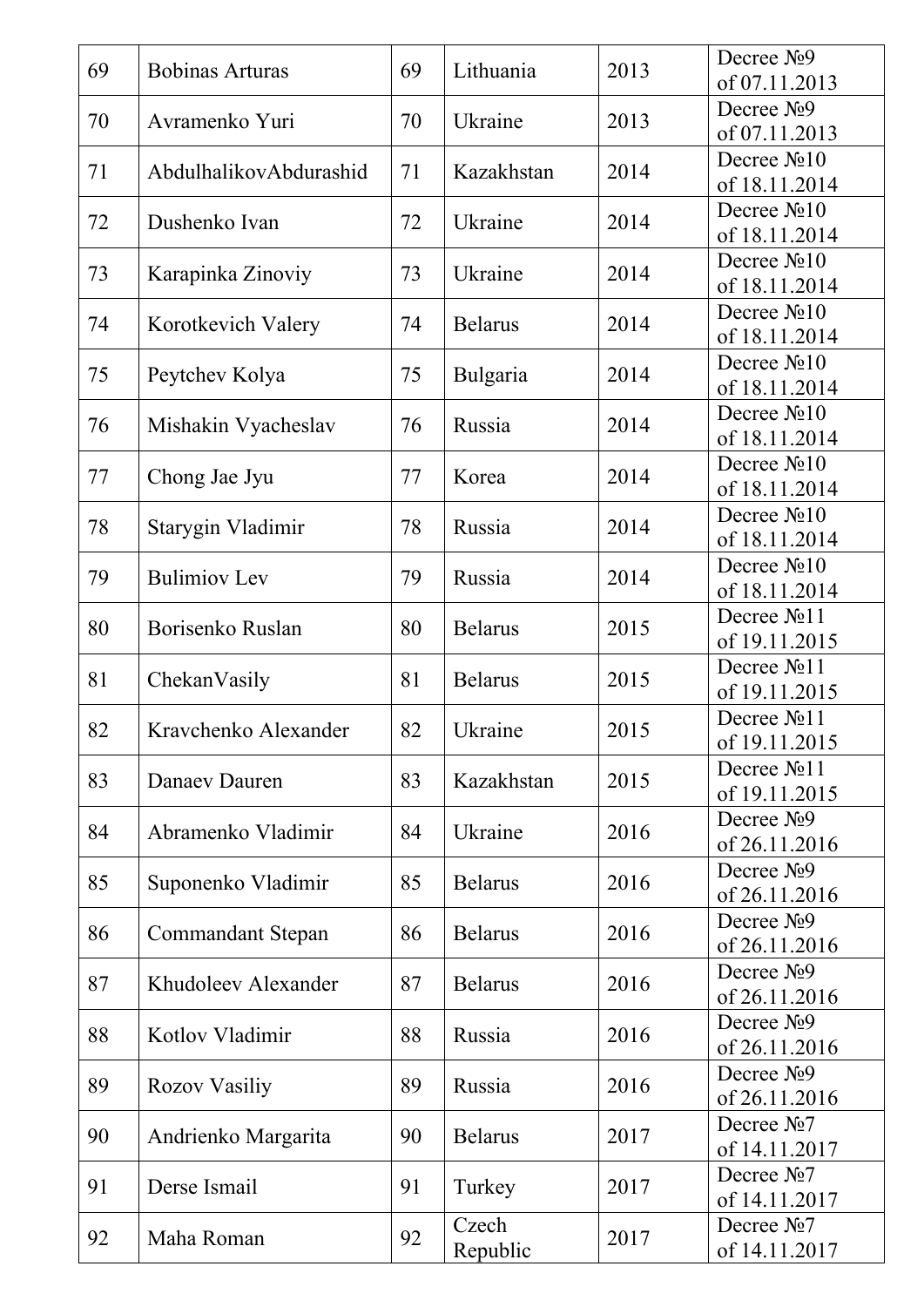| 69 | Bobinas Arturas | 69 | Lithuania | 2013 | Decree №9 of 07.11.2013 |
|---|---|---|---|---|---|
| 70 | Avramenko Yuri | 70 | Ukraine | 2013 | Decree №9 of 07.11.2013 |
| 71 | AbdulhalikovAbdurashid | 71 | Kazakhstan | 2014 | Decree №10 of 18.11.2014 |
| 72 | Dushenko Ivan | 72 | Ukraine | 2014 | Decree №10 of 18.11.2014 |
| 73 | Karapinka Zinoviy | 73 | Ukraine | 2014 | Decree №10 of 18.11.2014 |
| 74 | Korotkevich Valery | 74 | Belarus | 2014 | Decree №10 of 18.11.2014 |
| 75 | Peytchev Kolya | 75 | Bulgaria | 2014 | Decree №10 of 18.11.2014 |
| 76 | Mishakin Vyacheslav | 76 | Russia | 2014 | Decree №10 of 18.11.2014 |
| 77 | Chong Jae Jyu | 77 | Korea | 2014 | Decree №10 of 18.11.2014 |
| 78 | Starygin Vladimir | 78 | Russia | 2014 | Decree №10 of 18.11.2014 |
| 79 | Bulimiov Lev | 79 | Russia | 2014 | Decree №10 of 18.11.2014 |
| 80 | Borisenko Ruslan | 80 | Belarus | 2015 | Decree №11 of 19.11.2015 |
| 81 | ChekanVasily | 81 | Belarus | 2015 | Decree №11 of 19.11.2015 |
| 82 | Kravchenko Alexander | 82 | Ukraine | 2015 | Decree №11 of 19.11.2015 |
| 83 | Danaev Dauren | 83 | Kazakhstan | 2015 | Decree №11 of 19.11.2015 |
| 84 | Abramenko Vladimir | 84 | Ukraine | 2016 | Decree №9 of 26.11.2016 |
| 85 | Suponenko Vladimir | 85 | Belarus | 2016 | Decree №9 of 26.11.2016 |
| 86 | Commandant Stepan | 86 | Belarus | 2016 | Decree №9 of 26.11.2016 |
| 87 | Khudoleev Alexander | 87 | Belarus | 2016 | Decree №9 of 26.11.2016 |
| 88 | Kotlov Vladimir | 88 | Russia | 2016 | Decree №9 of 26.11.2016 |
| 89 | Rozov Vasiliy | 89 | Russia | 2016 | Decree №9 of 26.11.2016 |
| 90 | Andrienko Margarita | 90 | Belarus | 2017 | Decree №7 of 14.11.2017 |
| 91 | Derse Ismail | 91 | Turkey | 2017 | Decree №7 of 14.11.2017 |
| 92 | Maha Roman | 92 | Czech Republic | 2017 | Decree №7 of 14.11.2017 |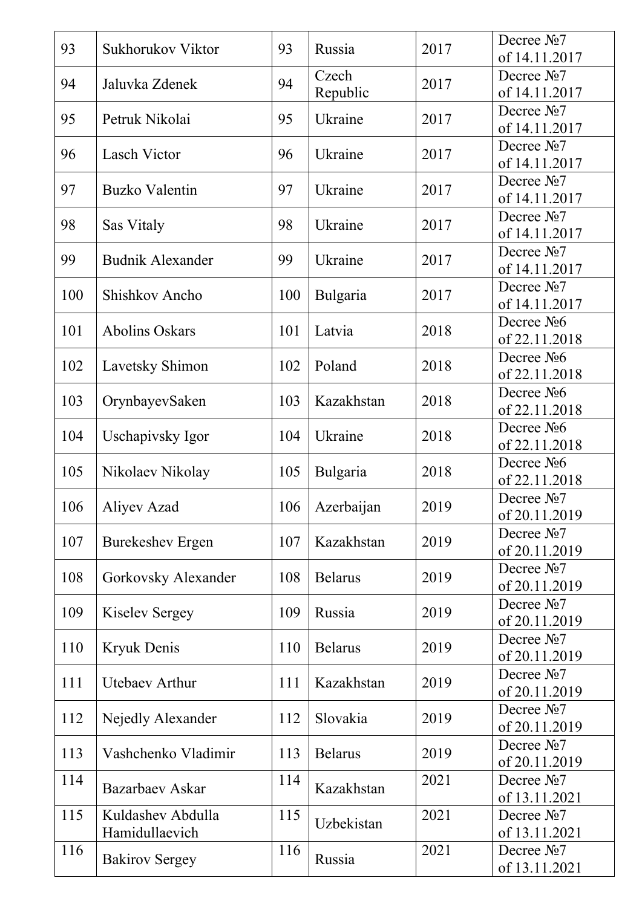| 93 | Sukhorukov Viktor | 93 | Russia | 2017 | Decree №7 of 14.11.2017 |
|---|---|---|---|---|---|
| 94 | Jaluvka Zdenek | 94 | Czech Republic | 2017 | Decree №7 of 14.11.2017 |
| 95 | Petruk Nikolai | 95 | Ukraine | 2017 | Decree №7 of 14.11.2017 |
| 96 | Lasch Victor | 96 | Ukraine | 2017 | Decree №7 of 14.11.2017 |
| 97 | Buzko Valentin | 97 | Ukraine | 2017 | Decree №7 of 14.11.2017 |
| 98 | Sas Vitaly | 98 | Ukraine | 2017 | Decree №7 of 14.11.2017 |
| 99 | Budnik Alexander | 99 | Ukraine | 2017 | Decree №7 of 14.11.2017 |
| 100 | Shishkov Ancho | 100 | Bulgaria | 2017 | Decree №7 of 14.11.2017 |
| 101 | Abolins Oskars | 101 | Latvia | 2018 | Decree №6 of 22.11.2018 |
| 102 | Lavetsky Shimon | 102 | Poland | 2018 | Decree №6 of 22.11.2018 |
| 103 | OrynbayevSaken | 103 | Kazakhstan | 2018 | Decree №6 of 22.11.2018 |
| 104 | Uschapivsky Igor | 104 | Ukraine | 2018 | Decree №6 of 22.11.2018 |
| 105 | Nikolaev Nikolay | 105 | Bulgaria | 2018 | Decree №6 of 22.11.2018 |
| 106 | Aliyev Azad | 106 | Azerbaijan | 2019 | Decree №7 of 20.11.2019 |
| 107 | Burekeshev Ergen | 107 | Kazakhstan | 2019 | Decree №7 of 20.11.2019 |
| 108 | Gorkovsky Alexander | 108 | Belarus | 2019 | Decree №7 of 20.11.2019 |
| 109 | Kiselev Sergey | 109 | Russia | 2019 | Decree №7 of 20.11.2019 |
| 110 | Kryuk Denis | 110 | Belarus | 2019 | Decree №7 of 20.11.2019 |
| 111 | Utebaev Arthur | 111 | Kazakhstan | 2019 | Decree №7 of 20.11.2019 |
| 112 | Nejedly Alexander | 112 | Slovakia | 2019 | Decree №7 of 20.11.2019 |
| 113 | Vashchenko Vladimir | 113 | Belarus | 2019 | Decree №7 of 20.11.2019 |
| 114 | Bazarbaev Askar | 114 | Kazakhstan | 2021 | Decree №7 of 13.11.2021 |
| 115 | Kuldashev Abdulla Hamidullaevich | 115 | Uzbekistan | 2021 | Decree №7 of 13.11.2021 |
| 116 | Bakirov Sergey | 116 | Russia | 2021 | Decree №7 of 13.11.2021 |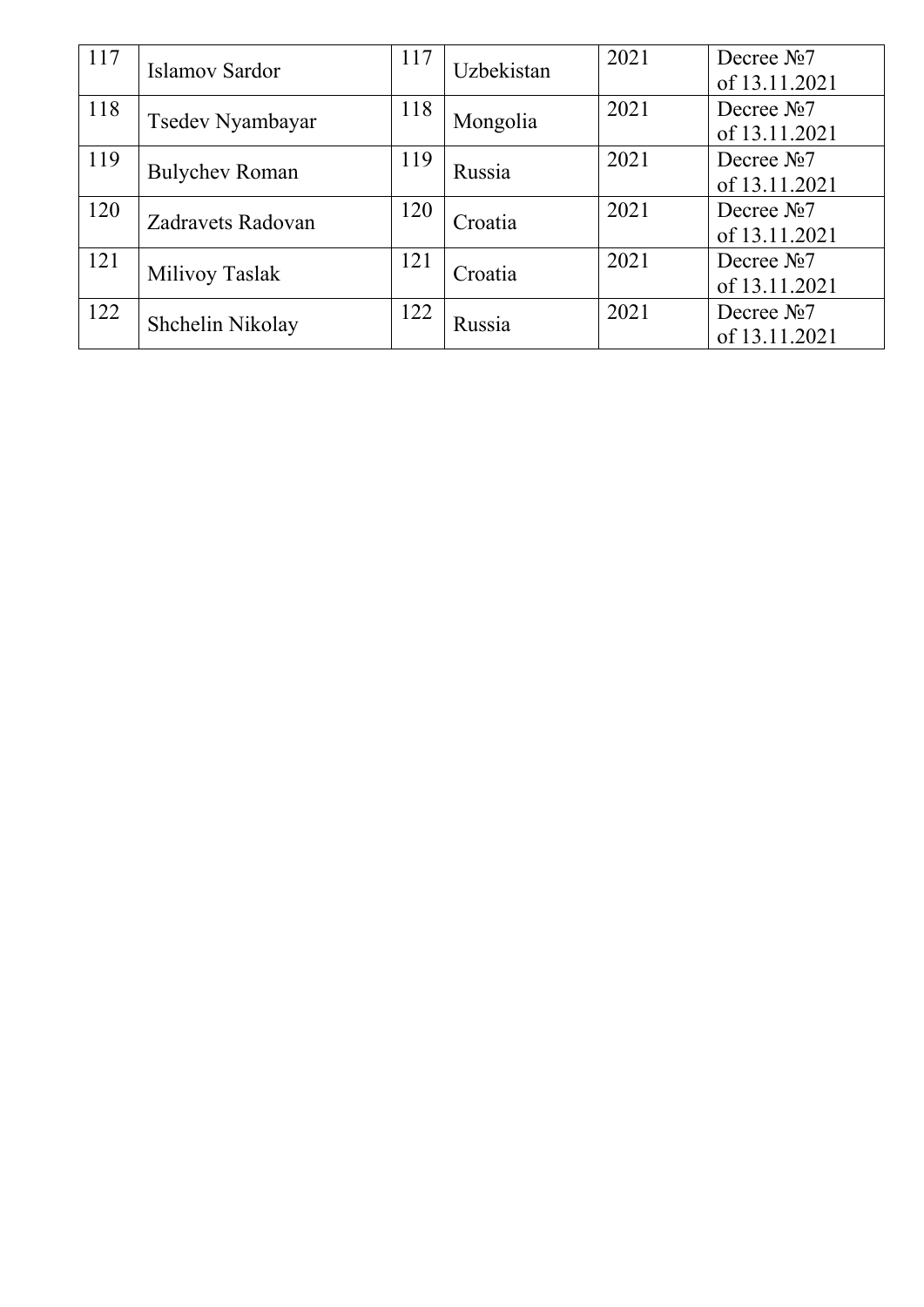| | | | | | |
|---|---|---|---|---|---|
| 117 | Islamov Sardor | 117 | Uzbekistan | 2021 | Decree №7 of 13.11.2021 |
| 118 | Tsedev Nyambayar | 118 | Mongolia | 2021 | Decree №7 of 13.11.2021 |
| 119 | Bulychev Roman | 119 | Russia | 2021 | Decree №7 of 13.11.2021 |
| 120 | Zadravets Radovan | 120 | Croatia | 2021 | Decree №7 of 13.11.2021 |
| 121 | Milivoy Taslak | 121 | Croatia | 2021 | Decree №7 of 13.11.2021 |
| 122 | Shchelin Nikolay | 122 | Russia | 2021 | Decree №7 of 13.11.2021 |